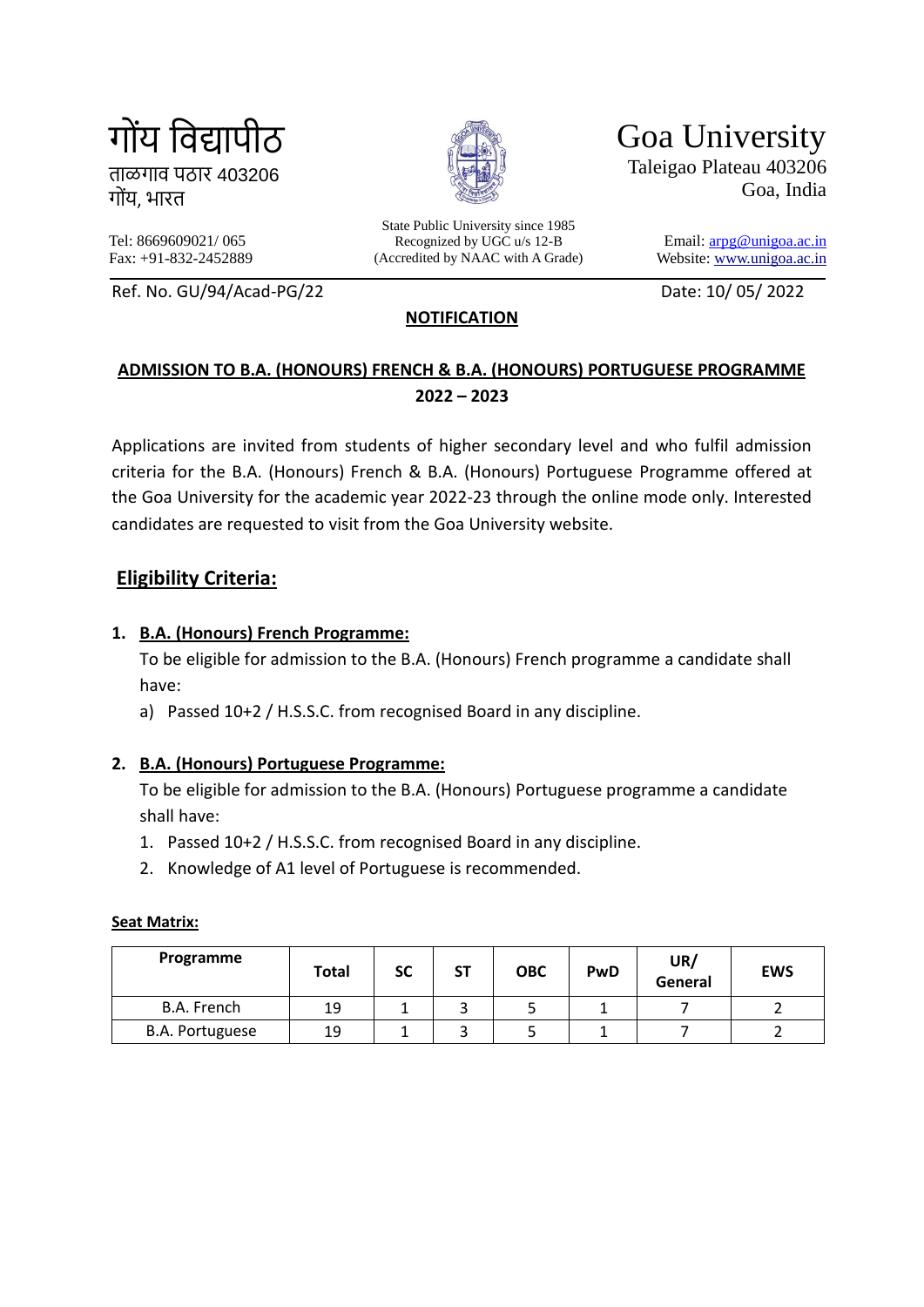गोंय विद्यापीठ
ताळगाव पठार 403206
गोंय, भारत

Goa University
Taleigao Plateau 403206
Goa, India

State Public University since 1985
Recognized by UGC u/s 12-B
(Accredited by NAAC with A Grade)

Tel: 8669609021/ 065
Fax: +91-832-2452889

Email: arpg@unigoa.ac.in
Website: www.unigoa.ac.in

Ref. No. GU/94/Acad-PG/22

Date: 10/ 05/ 2022

**NOTIFICATION**

**ADMISSION TO B.A. (HONOURS) FRENCH & B.A. (HONOURS) PORTUGUESE PROGRAMME 2022 – 2023**

Applications are invited from students of higher secondary level and who fulfil admission criteria for the B.A. (Honours) French & B.A. (Honours) Portuguese Programme offered at the Goa University for the academic year 2022-23 through the online mode only. Interested candidates are requested to visit from the Goa University website.

## Eligibility Criteria:

1. **B.A. (Honours) French Programme:**

   To be eligible for admission to the B.A. (Honours) French programme a candidate shall have:

   a) Passed 10+2 / H.S.S.C. from recognised Board in any discipline.

2. **B.A. (Honours) Portuguese Programme:**

   To be eligible for admission to the B.A. (Honours) Portuguese programme a candidate shall have:

   1. Passed 10+2 / H.S.S.C. from recognised Board in any discipline.
   2. Knowledge of A1 level of Portuguese is recommended.

**Seat Matrix:**

| Programme | Total | SC | ST | OBC | PwD | UR/ General | EWS |
|---|---|---|---|---|---|---|---|
| B.A. French | 19 | 1 | 3 | 5 | 1 | 7 | 2 |
| B.A. Portuguese | 19 | 1 | 3 | 5 | 1 | 7 | 2 |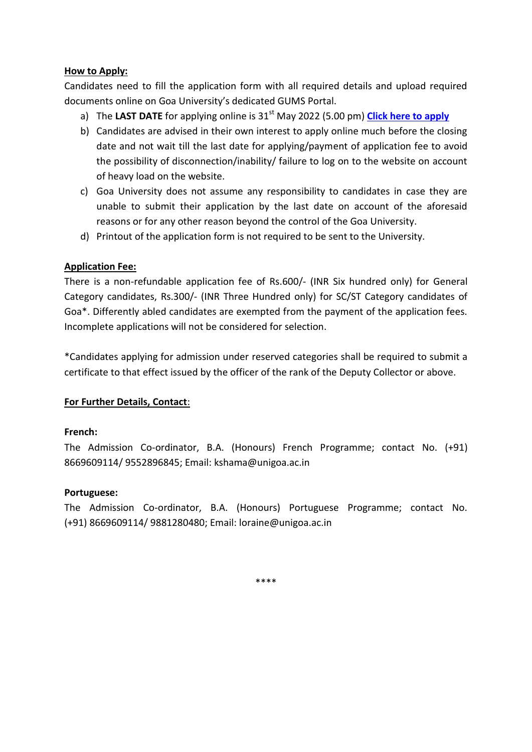**How to Apply:**

Candidates need to fill the application form with all required details and upload required documents online on Goa University's dedicated GUMS Portal.

a) The **LAST DATE** for applying online is 31st May 2022 (5.00 pm) **Click here to apply**
b) Candidates are advised in their own interest to apply online much before the closing date and not wait till the last date for applying/payment of application fee to avoid the possibility of disconnection/inability/ failure to log on to the website on account of heavy load on the website.
c) Goa University does not assume any responsibility to candidates in case they are unable to submit their application by the last date on account of the aforesaid reasons or for any other reason beyond the control of the Goa University.
d) Printout of the application form is not required to be sent to the University.

**Application Fee:**

There is a non-refundable application fee of Rs.600/- (INR Six hundred only) for General Category candidates, Rs.300/- (INR Three Hundred only) for SC/ST Category candidates of Goa*. Differently abled candidates are exempted from the payment of the application fees. Incomplete applications will not be considered for selection.

*Candidates applying for admission under reserved categories shall be required to submit a certificate to that effect issued by the officer of the rank of the Deputy Collector or above.

**For Further Details, Contact:**

**French:**

The Admission Co-ordinator, B.A. (Honours) French Programme; contact No. (+91) 8669609114/ 9552896845; Email: kshama@unigoa.ac.in

**Portuguese:**

The Admission Co-ordinator, B.A. (Honours) Portuguese Programme; contact No. (+91) 8669609114/ 9881280480; Email: loraine@unigoa.ac.in

****